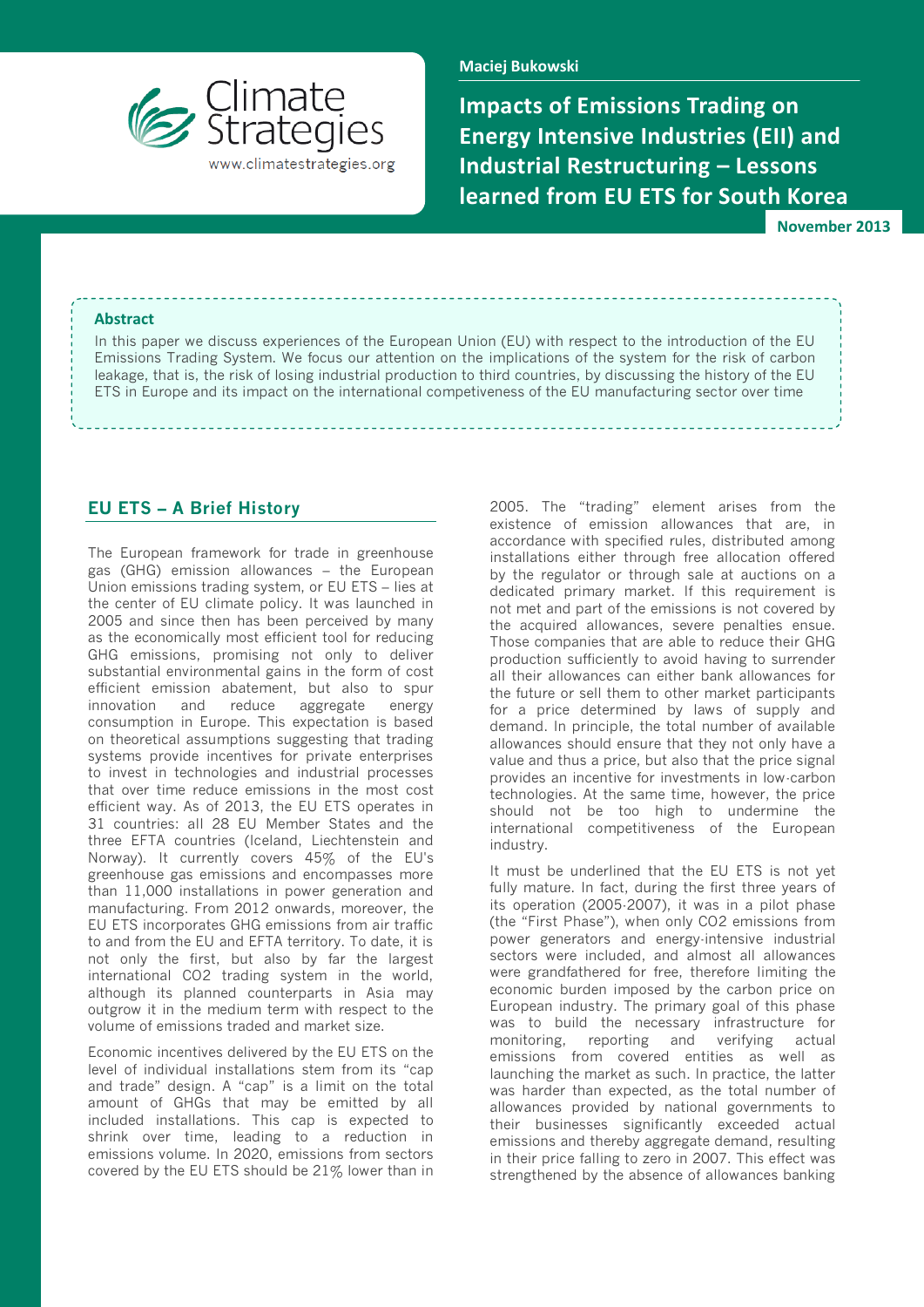Maciej Bukowski

# Impacts of Emissions Trading on Energy Intensive Industries (EII) and Industrial Restructuring – Lessons learned from EU ETS for South Korea

November 2013

**Abstract**

In this paper we discuss experiences of the European Union (EU) with respect to the introduction of the EU Emissions Trading System. We focus our attention on the implications of the system for the risk of carbon leakage, that is, the risk of losing industrial production to third countries, by discussing the history of the EU ETS in Europe and its impact on the international competiveness of the EU manufacturing sector over time

## EU ETS – A Brief History

The European framework for trade in greenhouse gas (GHG) emission allowances – the European Union emissions trading system, or EU ETS – lies at the center of EU climate policy. It was launched in 2005 and since then has been perceived by many as the economically most efficient tool for reducing GHG emissions, promising not only to deliver substantial environmental gains in the form of cost efficient emission abatement, but also to spur innovation and reduce aggregate energy consumption in Europe. This expectation is based on theoretical assumptions suggesting that trading systems provide incentives for private enterprises to invest in technologies and industrial processes that over time reduce emissions in the most cost efficient way. As of 2013, the EU ETS operates in 31 countries: all 28 EU Member States and the three EFTA countries (Iceland, Liechtenstein and Norway). It currently covers 45% of the EU's greenhouse gas emissions and encompasses more than 11,000 installations in power generation and manufacturing. From 2012 onwards, moreover, the EU ETS incorporates GHG emissions from air traffic to and from the EU and EFTA territory. To date, it is not only the first, but also by far the largest international CO2 trading system in the world, although its planned counterparts in Asia may outgrow it in the medium term with respect to the volume of emissions traded and market size.

Economic incentives delivered by the EU ETS on the level of individual installations stem from its "cap and trade" design. A "cap" is a limit on the total amount of GHGs that may be emitted by all included installations. This cap is expected to shrink over time, leading to a reduction in emissions volume. In 2020, emissions from sectors covered by the EU ETS should be 21% lower than in 2005. The "trading" element arises from the existence of emission allowances that are, in accordance with specified rules, distributed among installations either through free allocation offered by the regulator or through sale at auctions on a dedicated primary market. If this requirement is not met and part of the emissions is not covered by the acquired allowances, severe penalties ensue. Those companies that are able to reduce their GHG production sufficiently to avoid having to surrender all their allowances can either bank allowances for the future or sell them to other market participants for a price determined by laws of supply and demand. In principle, the total number of available allowances should ensure that they not only have a value and thus a price, but also that the price signal provides an incentive for investments in low-carbon technologies. At the same time, however, the price should not be too high to undermine the international competitiveness of the European industry.

It must be underlined that the EU ETS is not yet fully mature. In fact, during the first three years of its operation (2005-2007), it was in a pilot phase (the "First Phase"), when only CO2 emissions from power generators and energy-intensive industrial sectors were included, and almost all allowances were grandfathered for free, therefore limiting the economic burden imposed by the carbon price on European industry. The primary goal of this phase was to build the necessary infrastructure for monitoring, reporting and verifying actual emissions from covered entities as well as launching the market as such. In practice, the latter was harder than expected, as the total number of allowances provided by national governments to their businesses significantly exceeded actual emissions and thereby aggregate demand, resulting in their price falling to zero in 2007. This effect was strengthened by the absence of allowances banking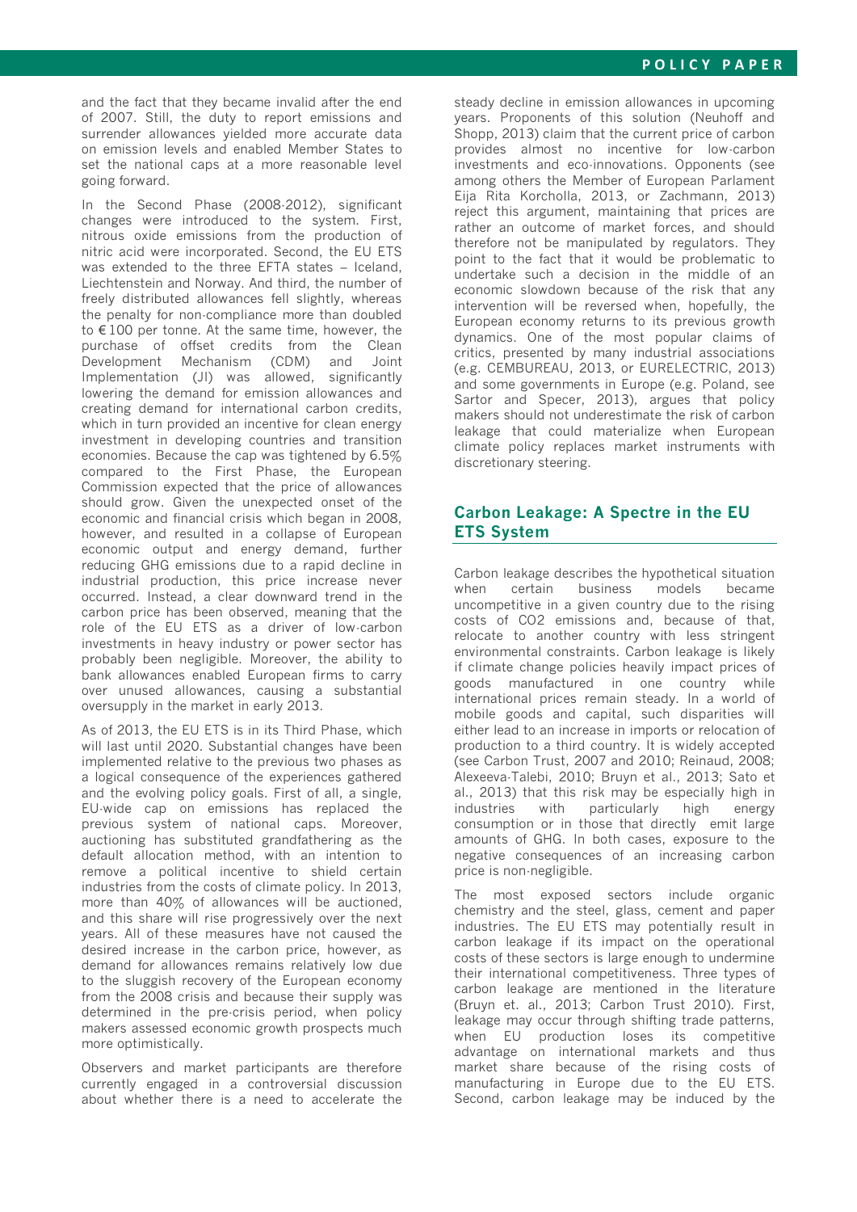and the fact that they became invalid after the end of 2007. Still, the duty to report emissions and surrender allowances yielded more accurate data on emission levels and enabled Member States to set the national caps at a more reasonable level going forward.

In the Second Phase (2008-2012), significant changes were introduced to the system. First, nitrous oxide emissions from the production of nitric acid were incorporated. Second, the EU ETS was extended to the three EFTA states – Iceland, Liechtenstein and Norway. And third, the number of freely distributed allowances fell slightly, whereas the penalty for non-compliance more than doubled to €100 per tonne. At the same time, however, the purchase of offset credits from the Clean Development Mechanism (CDM) and Joint Implementation (JI) was allowed, significantly lowering the demand for emission allowances and creating demand for international carbon credits, which in turn provided an incentive for clean energy investment in developing countries and transition economies. Because the cap was tightened by 6.5% compared to the First Phase, the European Commission expected that the price of allowances should grow. Given the unexpected onset of the economic and financial crisis which began in 2008, however, and resulted in a collapse of European economic output and energy demand, further reducing GHG emissions due to a rapid decline in industrial production, this price increase never occurred. Instead, a clear downward trend in the carbon price has been observed, meaning that the role of the EU ETS as a driver of low-carbon investments in heavy industry or power sector has probably been negligible. Moreover, the ability to bank allowances enabled European firms to carry over unused allowances, causing a substantial oversupply in the market in early 2013.

As of 2013, the EU ETS is in its Third Phase, which will last until 2020. Substantial changes have been implemented relative to the previous two phases as a logical consequence of the experiences gathered and the evolving policy goals. First of all, a single, EU-wide cap on emissions has replaced the previous system of national caps. Moreover, auctioning has substituted grandfathering as the default allocation method, with an intention to remove a political incentive to shield certain industries from the costs of climate policy. In 2013, more than 40% of allowances will be auctioned, and this share will rise progressively over the next years. All of these measures have not caused the desired increase in the carbon price, however, as demand for allowances remains relatively low due to the sluggish recovery of the European economy from the 2008 crisis and because their supply was determined in the pre-crisis period, when policy makers assessed economic growth prospects much more optimistically.

Observers and market participants are therefore currently engaged in a controversial discussion about whether there is a need to accelerate the steady decline in emission allowances in upcoming years. Proponents of this solution (Neuhoff and Shopp, 2013) claim that the current price of carbon provides almost no incentive for low-carbon investments and eco-innovations. Opponents (see among others the Member of European Parlament Eija Rita Korcholla, 2013, or Zachmann, 2013) reject this argument, maintaining that prices are rather an outcome of market forces, and should therefore not be manipulated by regulators. They point to the fact that it would be problematic to undertake such a decision in the middle of an economic slowdown because of the risk that any intervention will be reversed when, hopefully, the European economy returns to its previous growth dynamics. One of the most popular claims of critics, presented by many industrial associations (e.g. CEMBUREAU, 2013, or EURELECTRIC, 2013) and some governments in Europe (e.g. Poland, see Sartor and Specer, 2013), argues that policy makers should not underestimate the risk of carbon leakage that could materialize when European climate policy replaces market instruments with discretionary steering.

## Carbon Leakage: A Spectre in the EU ETS System

Carbon leakage describes the hypothetical situation when certain business models became uncompetitive in a given country due to the rising costs of $CO_2$ emissions and, because of that, relocate to another country with less stringent environmental constraints. Carbon leakage is likely if climate change policies heavily impact prices of goods manufactured in one country while international prices remain steady. In a world of mobile goods and capital, such disparities will either lead to an increase in imports or relocation of production to a third country. It is widely accepted (see Carbon Trust, 2007 and 2010; Reinaud, 2008; Alexeeva-Talebi, 2010; Bruyn et al., 2013; Sato et al., 2013) that this risk may be especially high in industries with particularly high energy consumption or in those that directly emit large amounts of GHG. In both cases, exposure to the negative consequences of an increasing carbon price is non-negligible.

The most exposed sectors include organic chemistry and the steel, glass, cement and paper industries. The EU ETS may potentially result in carbon leakage if its impact on the operational costs of these sectors is large enough to undermine their international competitiveness. Three types of carbon leakage are mentioned in the literature (Bruyn et. al., 2013; Carbon Trust 2010). First, leakage may occur through shifting trade patterns, when EU production loses its competitive advantage on international markets and thus market share because of the rising costs of manufacturing in Europe due to the EU ETS. Second, carbon leakage may be induced by the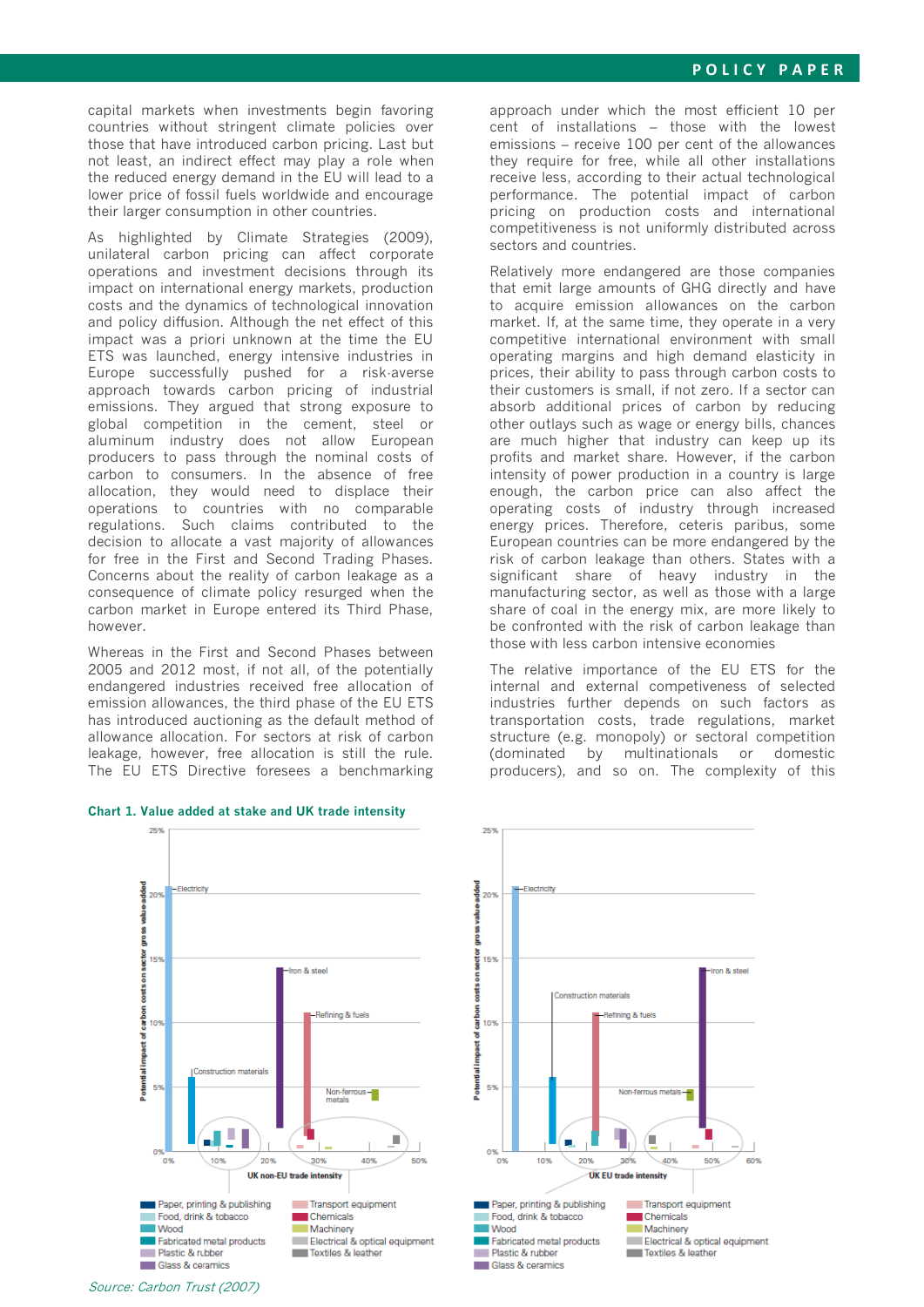capital markets when investments begin favoring countries without stringent climate policies over those that have introduced carbon pricing. Last but not least, an indirect effect may play a role when the reduced energy demand in the EU will lead to a lower price of fossil fuels worldwide and encourage their larger consumption in other countries.

As highlighted by Climate Strategies (2009), unilateral carbon pricing can affect corporate operations and investment decisions through its impact on international energy markets, production costs and the dynamics of technological innovation and policy diffusion. Although the net effect of this impact was a priori unknown at the time the EU ETS was launched, energy intensive industries in Europe successfully pushed for a risk-averse approach towards carbon pricing of industrial emissions. They argued that strong exposure to global competition in the cement, steel or aluminum industry does not allow European producers to pass through the nominal costs of carbon to consumers. In the absence of free allocation, they would need to displace their operations to countries with no comparable regulations. Such claims contributed to the decision to allocate a vast majority of allowances for free in the First and Second Trading Phases. Concerns about the reality of carbon leakage as a consequence of climate policy resurged when the carbon market in Europe entered its Third Phase, however.

Whereas in the First and Second Phases between 2005 and 2012 most, if not all, of the potentially endangered industries received free allocation of emission allowances, the third phase of the EU ETS has introduced auctioning as the default method of allowance allocation. For sectors at risk of carbon leakage, however, free allocation is still the rule. The EU ETS Directive foresees a benchmarking approach under which the most efficient 10 per cent of installations – those with the lowest emissions – receive 100 per cent of the allowances they require for free, while all other installations receive less, according to their actual technological performance. The potential impact of carbon pricing on production costs and international competitiveness is not uniformly distributed across sectors and countries.

Relatively more endangered are those companies that emit large amounts of GHG directly and have to acquire emission allowances on the carbon market. If, at the same time, they operate in a very competitive international environment with small operating margins and high demand elasticity in prices, their ability to pass through carbon costs to their customers is small, if not zero. If a sector can absorb additional prices of carbon by reducing other outlays such as wage or energy bills, chances are much higher that industry can keep up its profits and market share. However, if the carbon intensity of power production in a country is large enough, the carbon price can also affect the operating costs of industry through increased energy prices. Therefore, ceteris paribus, some European countries can be more endangered by the risk of carbon leakage than others. States with a significant share of heavy industry in the manufacturing sector, as well as those with a large share of coal in the energy mix, are more likely to be confronted with the risk of carbon leakage than those with less carbon intensive economies

The relative importance of the EU ETS for the internal and external competitiveness of selected industries further depends on such factors as transportation costs, trade regulations, market structure (e.g. monopoly) or sectoral competition (dominated by multinationals or domestic producers), and so on. The complexity of this

**Chart 1. Value added at stake and UK trade intensity**

*Source: Carbon Trust (2007)*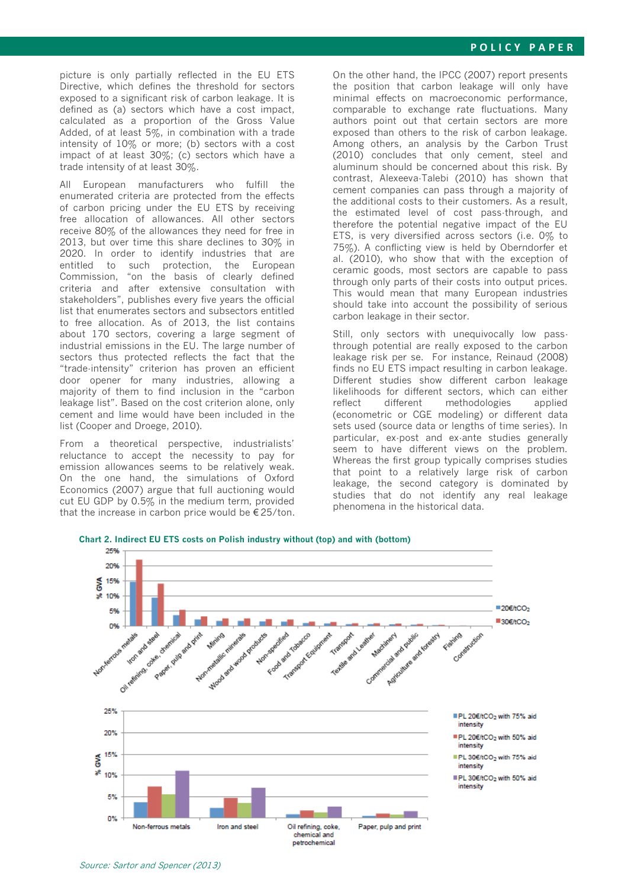picture is only partially reflected in the EU ETS Directive, which defines the threshold for sectors exposed to a significant risk of carbon leakage. It is defined as (a) sectors which have a cost impact, calculated as a proportion of the Gross Value Added, of at least 5%, in combination with a trade intensity of 10% or more; (b) sectors with a cost impact of at least 30%; (c) sectors which have a trade intensity of at least 30%.

All European manufacturers who fulfill the enumerated criteria are protected from the effects of carbon pricing under the EU ETS by receiving free allocation of allowances. All other sectors receive 80% of the allowances they need for free in 2013, but over time this share declines to 30% in 2020. In order to identify industries that are entitled to such protection, the European Commission, "on the basis of clearly defined criteria and after extensive consultation with stakeholders", publishes every five years the official list that enumerates sectors and subsectors entitled to free allocation. As of 2013, the list contains about 170 sectors, covering a large segment of industrial emissions in the EU. The large number of sectors thus protected reflects the fact that the "trade-intensity" criterion has proven an efficient door opener for many industries, allowing a majority of them to find inclusion in the "carbon leakage list". Based on the cost criterion alone, only cement and lime would have been included in the list (Cooper and Droege, 2010).

From a theoretical perspective, industrialists' reluctance to accept the necessity to pay for emission allowances seems to be relatively weak. On the one hand, the simulations of Oxford Economics (2007) argue that full auctioning would cut EU GDP by 0.5% in the medium term, provided that the increase in carbon price would be €25/ton.

On the other hand, the IPCC (2007) report presents the position that carbon leakage will only have minimal effects on macroeconomic performance, comparable to exchange rate fluctuations. Many authors point out that certain sectors are more exposed than others to the risk of carbon leakage. Among others, an analysis by the Carbon Trust (2010) concludes that only cement, steel and aluminum should be concerned about this risk. By contrast, Alexeeva-Talebi (2010) has shown that cement companies can pass through a majority of the additional costs to their customers. As a result, the estimated level of cost pass-through, and therefore the potential negative impact of the EU ETS, is very diversified across sectors (i.e. 0% to 75%). A conflicting view is held by Oberndorfer et al. (2010), who show that with the exception of ceramic goods, most sectors are capable to pass through only parts of their costs into output prices. This would mean that many European industries should take into account the possibility of serious carbon leakage in their sector.

Still, only sectors with unequivocally low pass-through potential are really exposed to the carbon leakage risk per se. For instance, Reinaud (2008) finds no EU ETS impact resulting in carbon leakage. Different studies show different carbon leakage likelihoods for different sectors, which can either reflect different methodologies applied (econometric or CGE modeling) or different data sets used (source data or lengths of time series). In particular, ex-post and ex-ante studies generally seem to have different views on the problem. Whereas the first group typically comprises studies that point to a relatively large risk of carbon leakage, the second category is dominated by studies that do not identify any real leakage phenomena in the historical data.

**Chart 2. Indirect EU ETS costs on Polish industry without (top) and with (bottom)**

*Source: Sartor and Spencer (2013)*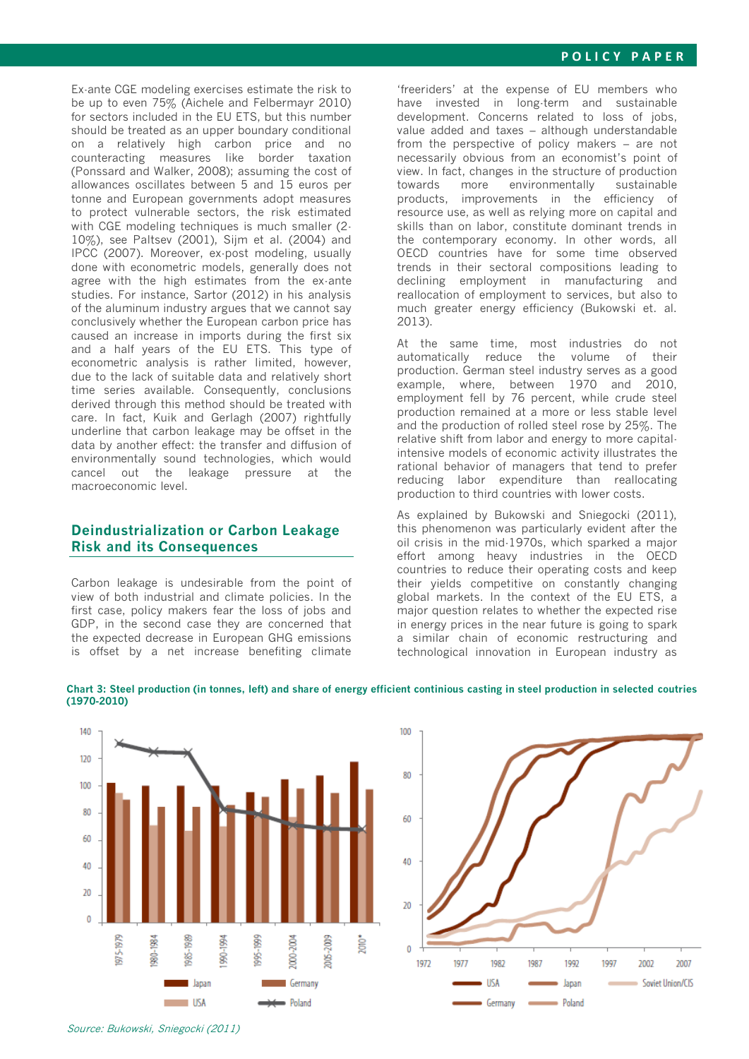Ex-ante CGE modeling exercises estimate the risk to be up to even 75% (Aichele and Felbermayr 2010) for sectors included in the EU ETS, but this number should be treated as an upper boundary conditional on a relatively high carbon price and no counteracting measures like border taxation (Ponssard and Walker, 2008); assuming the cost of allowances oscillates between 5 and 15 euros per tonne and European governments adopt measures to protect vulnerable sectors, the risk estimated with CGE modeling techniques is much smaller (2-10%), see Paltsev (2001), Sijm et al. (2004) and IPCC (2007). Moreover, ex-post modeling, usually done with econometric models, generally does not agree with the high estimates from the ex-ante studies. For instance, Sartor (2012) in his analysis of the aluminum industry argues that we cannot say conclusively whether the European carbon price has caused an increase in imports during the first six and a half years of the EU ETS. This type of econometric analysis is rather limited, however, due to the lack of suitable data and relatively short time series available. Consequently, conclusions derived through this method should be treated with care. In fact, Kuik and Gerlagh (2007) rightfully underline that carbon leakage may be offset in the data by another effect: the transfer and diffusion of environmentally sound technologies, which would cancel out the leakage pressure at the macroeconomic level.

## Deindustrialization or Carbon Leakage Risk and its Consequences

Carbon leakage is undesirable from the point of view of both industrial and climate policies. In the first case, policy makers fear the loss of jobs and GDP, in the second case they are concerned that the expected decrease in European GHG emissions is offset by a net increase benefiting climate 'freeriders' at the expense of EU members who have invested in long-term and sustainable development. Concerns related to loss of jobs, value added and taxes – although understandable from the perspective of policy makers – are not necessarily obvious from an economist's point of view. In fact, changes in the structure of production towards more environmentally sustainable products, improvements in the efficiency of resource use, as well as relying more on capital and skills than on labor, constitute dominant trends in the contemporary economy. In other words, all OECD countries have for some time observed trends in their sectoral compositions leading to declining employment in manufacturing and reallocation of employment to services, but also to much greater energy efficiency (Bukowski et. al. 2013).

At the same time, most industries do not automatically reduce the volume of their production. German steel industry serves as a good example, where, between 1970 and 2010, employment fell by 76 percent, while crude steel production remained at a more or less stable level and the production of rolled steel rose by 25%. The relative shift from labor and energy to more capital-intensive models of economic activity illustrates the rational behavior of managers that tend to prefer reducing labor expenditure than reallocating production to third countries with lower costs.

As explained by Bukowski and Sniegocki (2011), this phenomenon was particularly evident after the oil crisis in the mid-1970s, which sparked a major effort among heavy industries in the OECD countries to reduce their operating costs and keep their yields competitive on constantly changing global markets. In the context of the EU ETS, a major question relates to whether the expected rise in energy prices in the near future is going to spark a similar chain of economic restructuring and technological innovation in European industry as

**Chart 3: Steel production (in tonnes, left) and share of energy efficient continious casting in steel production in selected coutries (1970-2010)**

*Source: Bukowski, Sniegocki (2011)*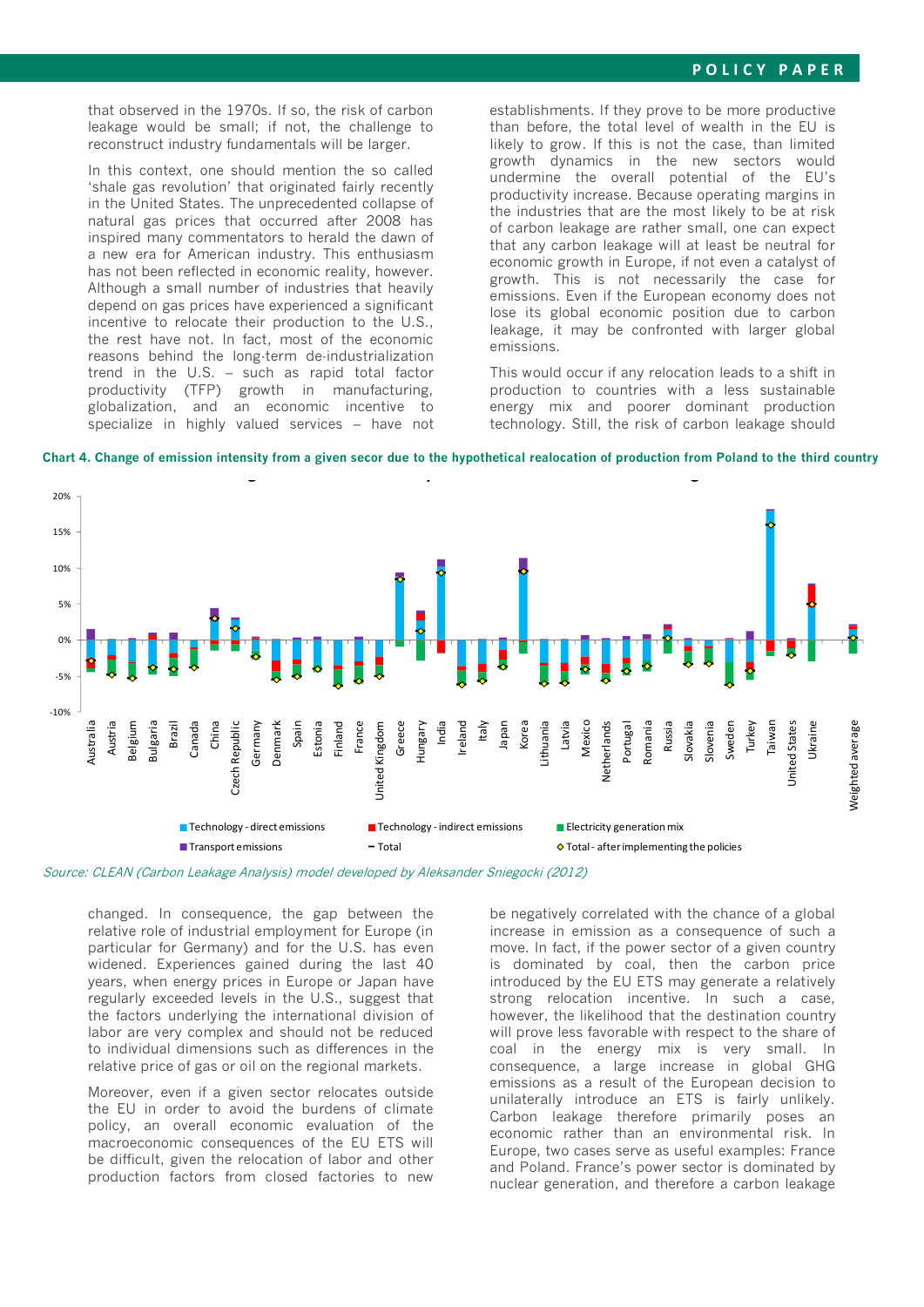that observed in the 1970s. If so, the risk of carbon leakage would be small; if not, the challenge to reconstruct industry fundamentals will be larger.

In this context, one should mention the so called 'shale gas revolution' that originated fairly recently in the United States. The unprecedented collapse of natural gas prices that occurred after 2008 has inspired many commentators to herald the dawn of a new era for American industry. This enthusiasm has not been reflected in economic reality, however. Although a small number of industries that heavily depend on gas prices have experienced a significant incentive to relocate their production to the U.S., the rest have not. In fact, most of the economic reasons behind the long-term de-industrialization trend in the U.S. – such as rapid total factor productivity (TFP) growth in manufacturing, globalization, and an economic incentive to specialize in highly valued services – have not changed. In consequence, the gap between the relative role of industrial employment for Europe (in particular for Germany) and for the U.S. has even widened. Experiences gained during the last 40 years, when energy prices in Europe or Japan have regularly exceeded levels in the U.S., suggest that the factors underlying the international division of labor are very complex and should not be reduced to individual dimensions such as differences in the relative price of gas or oil on the regional markets.

Moreover, even if a given sector relocates outside the EU in order to avoid the burdens of climate policy, an overall economic evaluation of the macroeconomic consequences of the EU ETS will be difficult, given the relocation of labor and other production factors from closed factories to new establishments. If they prove to be more productive than before, the total level of wealth in the EU is likely to grow. If this is not the case, than limited growth dynamics in the new sectors would undermine the overall potential of the EU's productivity increase. Because operating margins in the industries that are the most likely to be at risk of carbon leakage are rather small, one can expect that any carbon leakage will at least be neutral for economic growth in Europe, if not even a catalyst of growth. This is not necessarily the case for emissions. Even if the European economy does not lose its global economic position due to carbon leakage, it may be confronted with larger global emissions.

This would occur if any relocation leads to a shift in production to countries with a less sustainable energy mix and poorer dominant production technology. Still, the risk of carbon leakage should be negatively correlated with the chance of a global increase in emission as a consequence of such a move. In fact, if the power sector of a given country is dominated by coal, then the carbon price introduced by the EU ETS may generate a relatively strong relocation incentive. In such a case, however, the likelihood that the destination country will prove less favorable with respect to the share of coal in the energy mix is very small. In consequence, a large increase in global GHG emissions as a result of the European decision to unilaterally introduce an ETS is fairly unlikely. Carbon leakage therefore primarily poses an economic rather than an environmental risk. In Europe, two cases serve as useful examples: France and Poland. France's power sector is dominated by nuclear generation, and therefore a carbon leakage

**Chart 4. Change of emission intensity from a given secor due to the hypothetical realocation of production from Poland to the third country**

*Source: CLEAN (Carbon Leakage Analysis) model developed by Aleksander Sniegocki (2012)*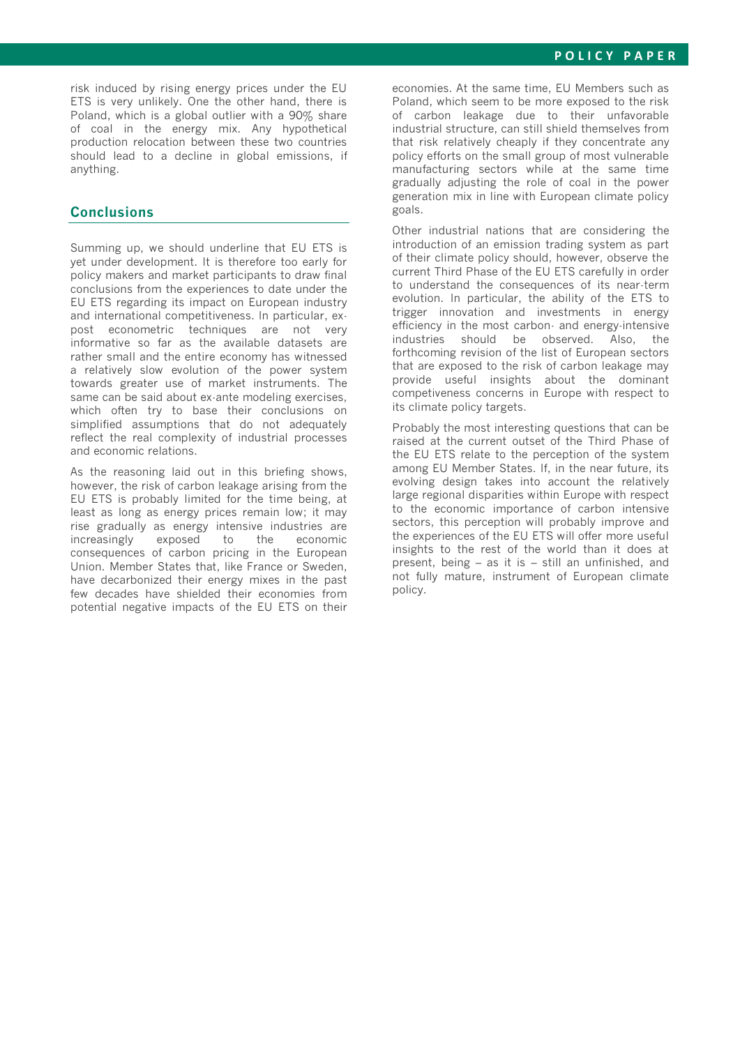risk induced by rising energy prices under the EU ETS is very unlikely. One the other hand, there is Poland, which is a global outlier with a 90% share of coal in the energy mix. Any hypothetical production relocation between these two countries should lead to a decline in global emissions, if anything.

## Conclusions

Summing up, we should underline that EU ETS is yet under development. It is therefore too early for policy makers and market participants to draw final conclusions from the experiences to date under the EU ETS regarding its impact on European industry and international competitiveness. In particular, ex-post econometric techniques are not very informative so far as the available datasets are rather small and the entire economy has witnessed a relatively slow evolution of the power system towards greater use of market instruments. The same can be said about ex-ante modeling exercises, which often try to base their conclusions on simplified assumptions that do not adequately reflect the real complexity of industrial processes and economic relations.

As the reasoning laid out in this briefing shows, however, the risk of carbon leakage arising from the EU ETS is probably limited for the time being, at least as long as energy prices remain low; it may rise gradually as energy intensive industries are increasingly exposed to the economic consequences of carbon pricing in the European Union. Member States that, like France or Sweden, have decarbonized their energy mixes in the past few decades have shielded their economies from potential negative impacts of the EU ETS on their economies. At the same time, EU Members such as Poland, which seem to be more exposed to the risk of carbon leakage due to their unfavorable industrial structure, can still shield themselves from that risk relatively cheaply if they concentrate any policy efforts on the small group of most vulnerable manufacturing sectors while at the same time gradually adjusting the role of coal in the power generation mix in line with European climate policy goals.

Other industrial nations that are considering the introduction of an emission trading system as part of their climate policy should, however, observe the current Third Phase of the EU ETS carefully in order to understand the consequences of its near-term evolution. In particular, the ability of the ETS to trigger innovation and investments in energy efficiency in the most carbon- and energy-intensive industries should be observed. Also, the forthcoming revision of the list of European sectors that are exposed to the risk of carbon leakage may provide useful insights about the dominant competitiveness concerns in Europe with respect to its climate policy targets.

Probably the most interesting questions that can be raised at the current outset of the Third Phase of the EU ETS relate to the perception of the system among EU Member States. If, in the near future, its evolving design takes into account the relatively large regional disparities within Europe with respect to the economic importance of carbon intensive sectors, this perception will probably improve and the experiences of the EU ETS will offer more useful insights to the rest of the world than it does at present, being – as it is – still an unfinished, and not fully mature, instrument of European climate policy.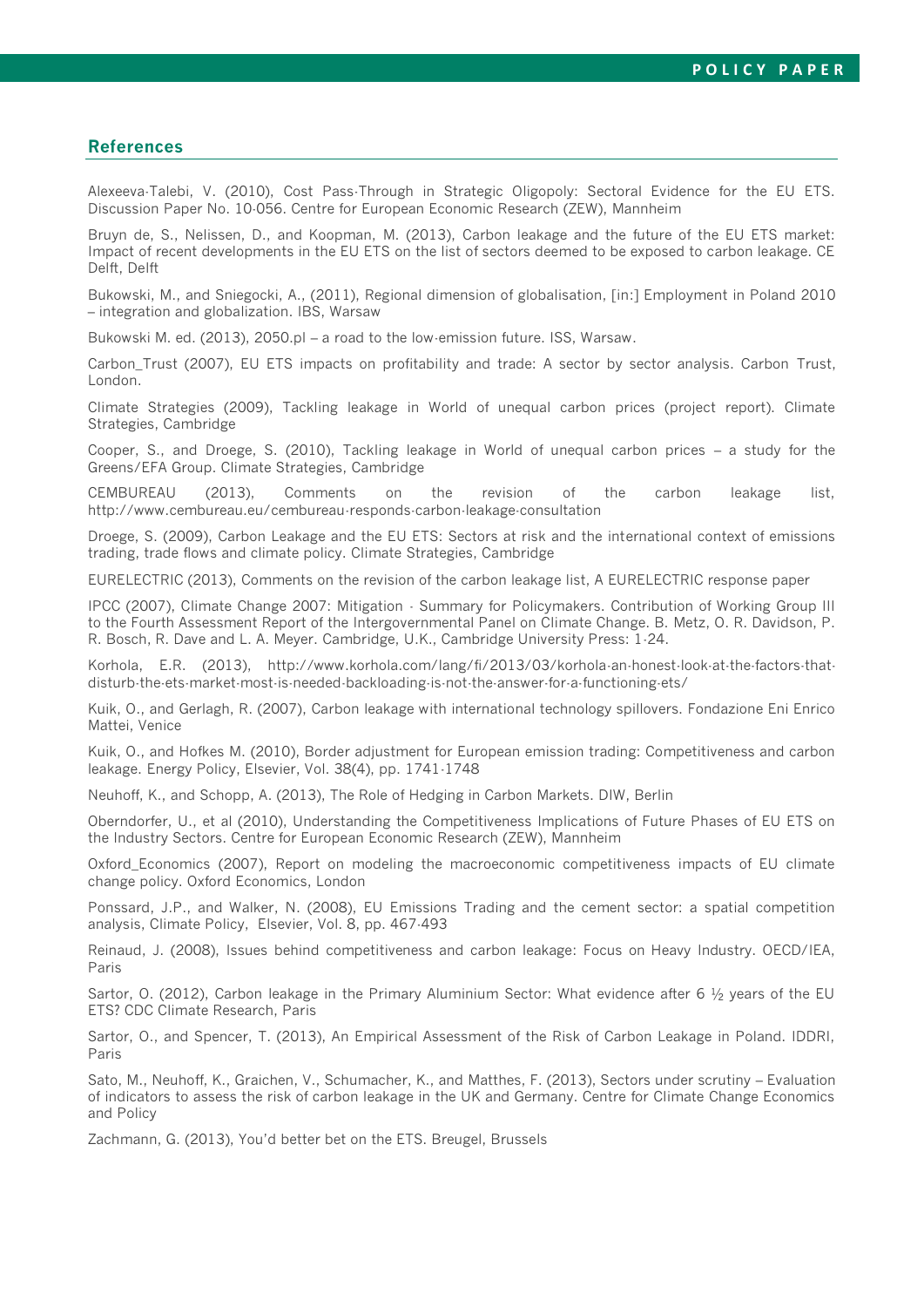## References

Alexeeva-Talebi, V. (2010), Cost Pass-Through in Strategic Oligopoly: Sectoral Evidence for the EU ETS. Discussion Paper No. 10-056. Centre for European Economic Research (ZEW), Mannheim

Bruyn de, S., Nelissen, D., and Koopman, M. (2013), Carbon leakage and the future of the EU ETS market: Impact of recent developments in the EU ETS on the list of sectors deemed to be exposed to carbon leakage. CE Delft, Delft

Bukowski, M., and Sniegocki, A., (2011), Regional dimension of globalisation, [in:] Employment in Poland 2010 – integration and globalization. IBS, Warsaw

Bukowski M. ed. (2013), 2050.pl – a road to the low-emission future. ISS, Warsaw.

Carbon_Trust (2007), EU ETS impacts on profitability and trade: A sector by sector analysis. Carbon Trust, London.

Climate Strategies (2009), Tackling leakage in World of unequal carbon prices (project report). Climate Strategies, Cambridge

Cooper, S., and Droege, S. (2010), Tackling leakage in World of unequal carbon prices – a study for the Greens/EFA Group. Climate Strategies, Cambridge

CEMBUREAU (2013), Comments on the revision of the carbon leakage list, http://www.cembureau.eu/cembureau-responds-carbon-leakage-consultation

Droege, S. (2009), Carbon Leakage and the EU ETS: Sectors at risk and the international context of emissions trading, trade flows and climate policy. Climate Strategies, Cambridge

EURELECTRIC (2013), Comments on the revision of the carbon leakage list, A EURELECTRIC response paper

IPCC (2007), Climate Change 2007: Mitigation - Summary for Policymakers. Contribution of Working Group III to the Fourth Assessment Report of the Intergovernmental Panel on Climate Change. B. Metz, O. R. Davidson, P. R. Bosch, R. Dave and L. A. Meyer. Cambridge, U.K., Cambridge University Press: 1-24.

Korhola, E.R. (2013), http://www.korhola.com/lang/fi/2013/03/korhola-an-honest-look-at-the-factors-that-disturb-the-ets-market-most-is-needed-backloading-is-not-the-answer-for-a-functioning-ets/

Kuik, O., and Gerlagh, R. (2007), Carbon leakage with international technology spillovers. Fondazione Eni Enrico Mattei, Venice

Kuik, O., and Hofkes M. (2010), Border adjustment for European emission trading: Competitiveness and carbon leakage. Energy Policy, Elsevier, Vol. 38(4), pp. 1741-1748

Neuhoff, K., and Schopp, A. (2013), The Role of Hedging in Carbon Markets. DIW, Berlin

Oberndorfer, U., et al (2010), Understanding the Competitiveness Implications of Future Phases of EU ETS on the Industry Sectors. Centre for European Economic Research (ZEW), Mannheim

Oxford_Economics (2007), Report on modeling the macroeconomic competitiveness impacts of EU climate change policy. Oxford Economics, London

Ponssard, J.P., and Walker, N. (2008), EU Emissions Trading and the cement sector: a spatial competition analysis, Climate Policy, Elsevier, Vol. 8, pp. 467-493

Reinaud, J. (2008), Issues behind competitiveness and carbon leakage: Focus on Heavy Industry. OECD/IEA, Paris

Sartor, O. (2012), Carbon leakage in the Primary Aluminium Sector: What evidence after 6 ½ years of the EU ETS? CDC Climate Research, Paris

Sartor, O., and Spencer, T. (2013), An Empirical Assessment of the Risk of Carbon Leakage in Poland. IDDRI, Paris

Sato, M., Neuhoff, K., Graichen, V., Schumacher, K., and Matthes, F. (2013), Sectors under scrutiny – Evaluation of indicators to assess the risk of carbon leakage in the UK and Germany. Centre for Climate Change Economics and Policy

Zachmann, G. (2013), You'd better bet on the ETS. Breugel, Brussels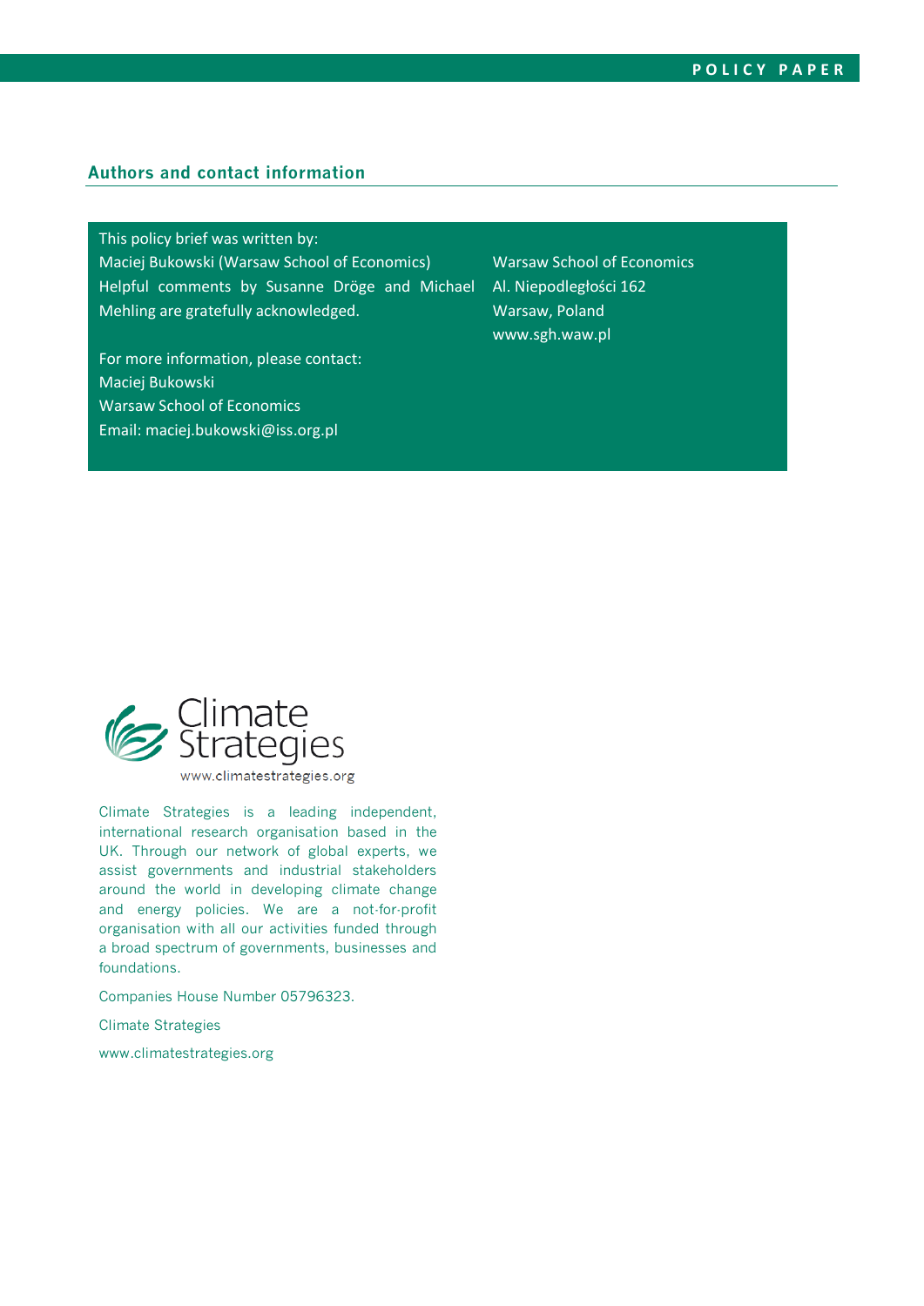## Authors and contact information

This policy brief was written by:
Maciej Bukowski (Warsaw School of Economics)
Helpful comments by Susanne Dröge and Michael Mehling are gratefully acknowledged.

Warsaw School of Economics
Al. Niepodległości 162
Warsaw, Poland
www.sgh.waw.pl

For more information, please contact:
Maciej Bukowski
Warsaw School of Economics
Email: maciej.bukowski@iss.org.pl

Climate Strategies
www.climatestrategies.org

Climate Strategies is a leading independent, international research organisation based in the UK. Through our network of global experts, we assist governments and industrial stakeholders around the world in developing climate change and energy policies. We are a not-for-profit organisation with all our activities funded through a broad spectrum of governments, businesses and foundations.

Companies House Number 05796323.

Climate Strategies

www.climatestrategies.org